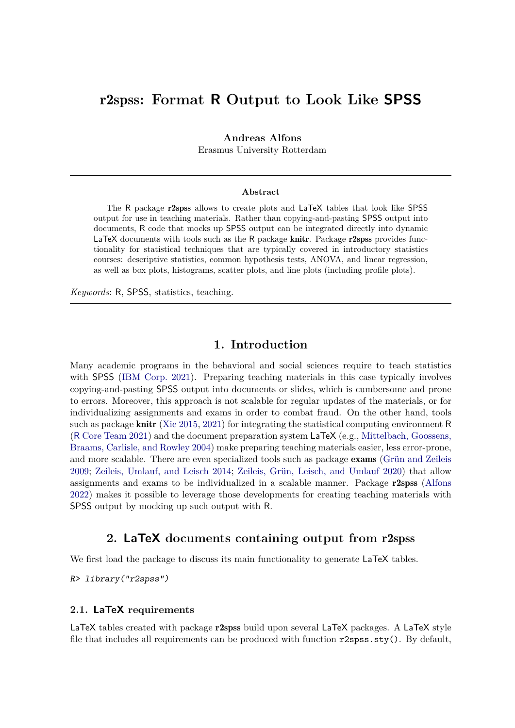# r2spss: Format R Output to Look Like SPSS

**Andreas Alfons**
Erasmus University Rotterdam

**Abstract**

The R package **r2spss** allows to create plots and LaTeX tables that look like SPSS output for use in teaching materials. Rather than copying-and-pasting SPSS output into documents, R code that mocks up SPSS output can be integrated directly into dynamic LaTeX documents with tools such as the R package **knitr**. Package **r2spss** provides functionality for statistical techniques that are typically covered in introductory statistics courses: descriptive statistics, common hypothesis tests, ANOVA, and linear regression, as well as box plots, histograms, scatter plots, and line plots (including profile plots).

*Keywords*: R, SPSS, statistics, teaching.

## 1. Introduction

Many academic programs in the behavioral and social sciences require to teach statistics with SPSS (IBM Corp. 2021). Preparing teaching materials in this case typically involves copying-and-pasting SPSS output into documents or slides, which is cumbersome and prone to errors. Moreover, this approach is not scalable for regular updates of the materials, or for individualizing assignments and exams in order to combat fraud. On the other hand, tools such as package **knitr** (Xie 2015, 2021) for integrating the statistical computing environment R (R Core Team 2021) and the document preparation system LaTeX (e.g., Mittelbach, Goossens, Braams, Carlisle, and Rowley 2004) make preparing teaching materials easier, less error-prone, and more scalable. There are even specialized tools such as package **exams** (Grün and Zeileis 2009; Zeileis, Umlauf, and Leisch 2014; Zeileis, Grün, Leisch, and Umlauf 2020) that allow assignments and exams to be individualized in a scalable manner. Package **r2spss** (Alfons 2022) makes it possible to leverage those developments for creating teaching materials with SPSS output by mocking up such output with R.

## 2. LaTeX documents containing output from r2spss

We first load the package to discuss its main functionality to generate LaTeX tables.

```
R> library("r2spss")
```

### 2.1. LaTeX requirements

LaTeX tables created with package **r2spss** build upon several LaTeX packages. A LaTeX style file that includes all requirements can be produced with function `r2spss.sty()`. By default,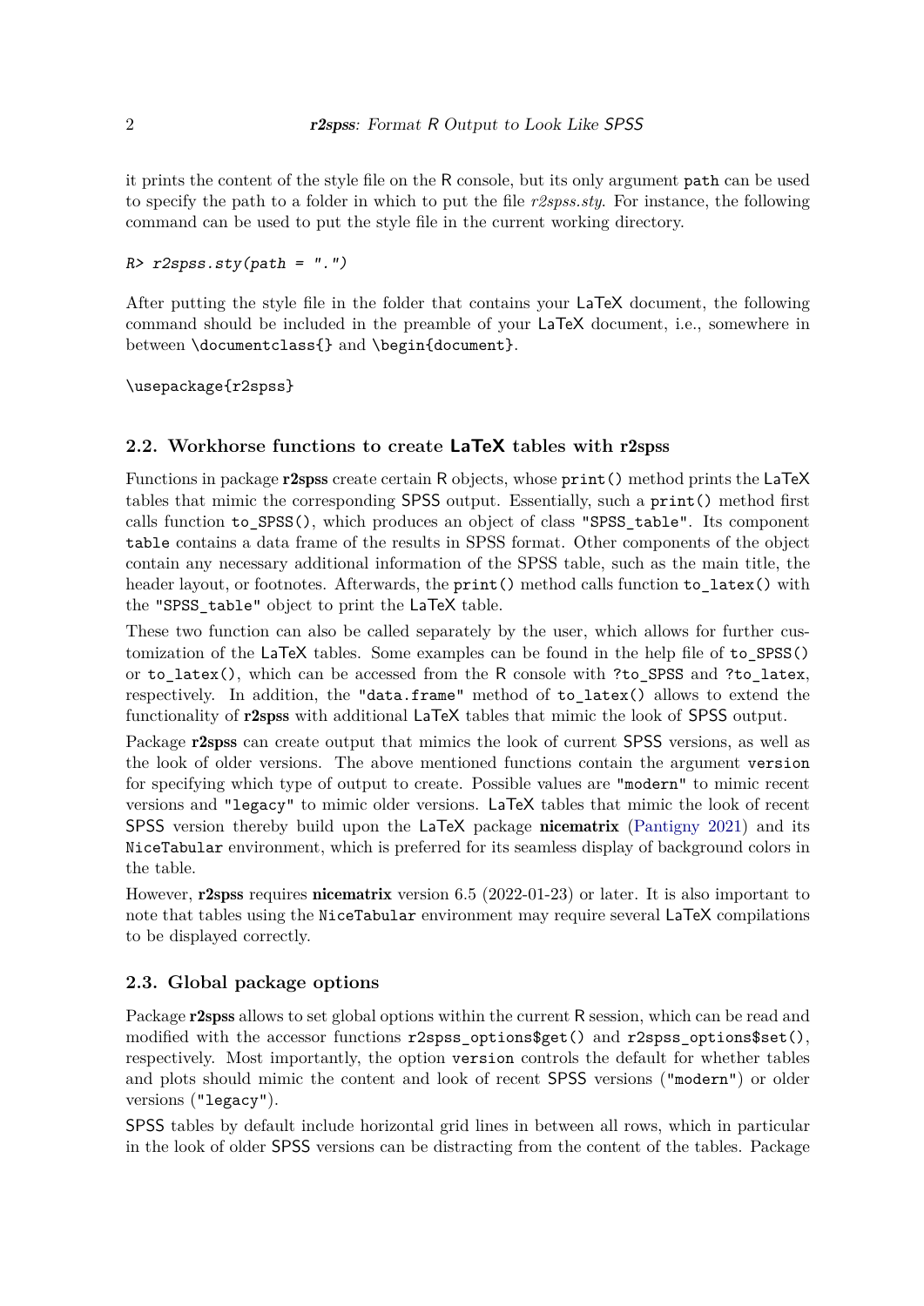it prints the content of the style file on the R console, but its only argument `path` can be used to specify the path to a folder in which to put the file *r2spss.sty*. For instance, the following command can be used to put the style file in the current working directory.

```
R> r2spss.sty(path = ".")
```

After putting the style file in the folder that contains your LaTeX document, the following command should be included in the preamble of your LaTeX document, i.e., somewhere in between `\documentclass{}` and `\begin{document}`.

```
\usepackage{r2spss}
```

### 2.2. Workhorse functions to create LaTeX tables with r2spss

Functions in package **r2spss** create certain R objects, whose `print()` method prints the LaTeX tables that mimic the corresponding SPSS output. Essentially, such a `print()` method first calls function `to_SPSS()`, which produces an object of class `"SPSS_table"`. Its component `table` contains a data frame of the results in SPSS format. Other components of the object contain any necessary additional information of the SPSS table, such as the main title, the header layout, or footnotes. Afterwards, the `print()` method calls function `to_latex()` with the `"SPSS_table"` object to print the LaTeX table.

These two function can also be called separately by the user, which allows for further customization of the LaTeX tables. Some examples can be found in the help file of `to_SPSS()` or `to_latex()`, which can be accessed from the R console with `?to_SPSS` and `?to_latex`, respectively. In addition, the `"data.frame"` method of `to_latex()` allows to extend the functionality of **r2spss** with additional LaTeX tables that mimic the look of SPSS output.

Package **r2spss** can create output that mimics the look of current SPSS versions, as well as the look of older versions. The above mentioned functions contain the argument `version` for specifying which type of output to create. Possible values are `"modern"` to mimic recent versions and `"legacy"` to mimic older versions. LaTeX tables that mimic the look of recent SPSS version thereby build upon the LaTeX package **nicematrix** (Pantigny 2021) and its `NiceTabular` environment, which is preferred for its seamless display of background colors in the table.

However, **r2spss** requires **nicematrix** version 6.5 (2022-01-23) or later. It is also important to note that tables using the `NiceTabular` environment may require several LaTeX compilations to be displayed correctly.

### 2.3. Global package options

Package **r2spss** allows to set global options within the current R session, which can be read and modified with the accessor functions `r2spss_options$get()` and `r2spss_options$set()`, respectively. Most importantly, the option `version` controls the default for whether tables and plots should mimic the content and look of recent SPSS versions (`"modern"`) or older versions (`"legacy"`).

SPSS tables by default include horizontal grid lines in between all rows, which in particular in the look of older SPSS versions can be distracting from the content of the tables. Package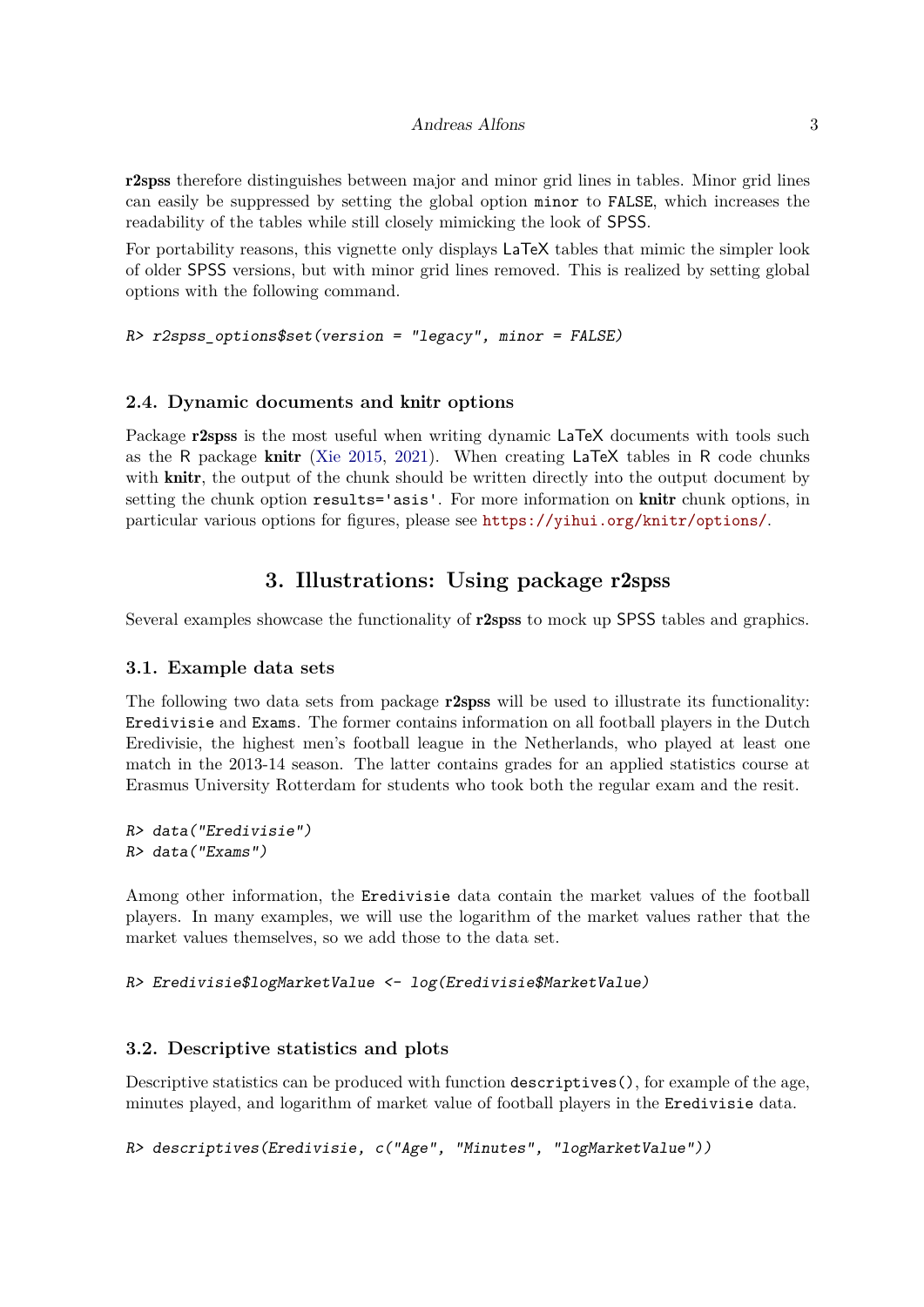**r2spss** therefore distinguishes between major and minor grid lines in tables. Minor grid lines can easily be suppressed by setting the global option `minor` to `FALSE`, which increases the readability of the tables while still closely mimicking the look of SPSS.

For portability reasons, this vignette only displays LaTeX tables that mimic the simpler look of older SPSS versions, but with minor grid lines removed. This is realized by setting global options with the following command.

```
R> r2spss_options$set(version = "legacy", minor = FALSE)
```

### 2.4. Dynamic documents and knitr options

Package **r2spss** is the most useful when writing dynamic LaTeX documents with tools such as the R package **knitr** (Xie 2015, 2021). When creating LaTeX tables in R code chunks with **knitr**, the output of the chunk should be written directly into the output document by setting the chunk option `results='asis'`. For more information on **knitr** chunk options, in particular various options for figures, please see https://yihui.org/knitr/options/.

## 3. Illustrations: Using package r2spss

Several examples showcase the functionality of **r2spss** to mock up SPSS tables and graphics.

### 3.1. Example data sets

The following two data sets from package **r2spss** will be used to illustrate its functionality: `Eredivisie` and `Exams`. The former contains information on all football players in the Dutch Eredivisie, the highest men's football league in the Netherlands, who played at least one match in the 2013-14 season. The latter contains grades for an applied statistics course at Erasmus University Rotterdam for students who took both the regular exam and the resit.

```
R> data("Eredivisie")
R> data("Exams")
```

Among other information, the `Eredivisie` data contain the market values of the football players. In many examples, we will use the logarithm of the market values rather that the market values themselves, so we add those to the data set.

```
R> Eredivisie$logMarketValue <- log(Eredivisie$MarketValue)
```

### 3.2. Descriptive statistics and plots

Descriptive statistics can be produced with function `descriptives()`, for example of the age, minutes played, and logarithm of market value of football players in the `Eredivisie` data.

```
R> descriptives(Eredivisie, c("Age", "Minutes", "logMarketValue"))
```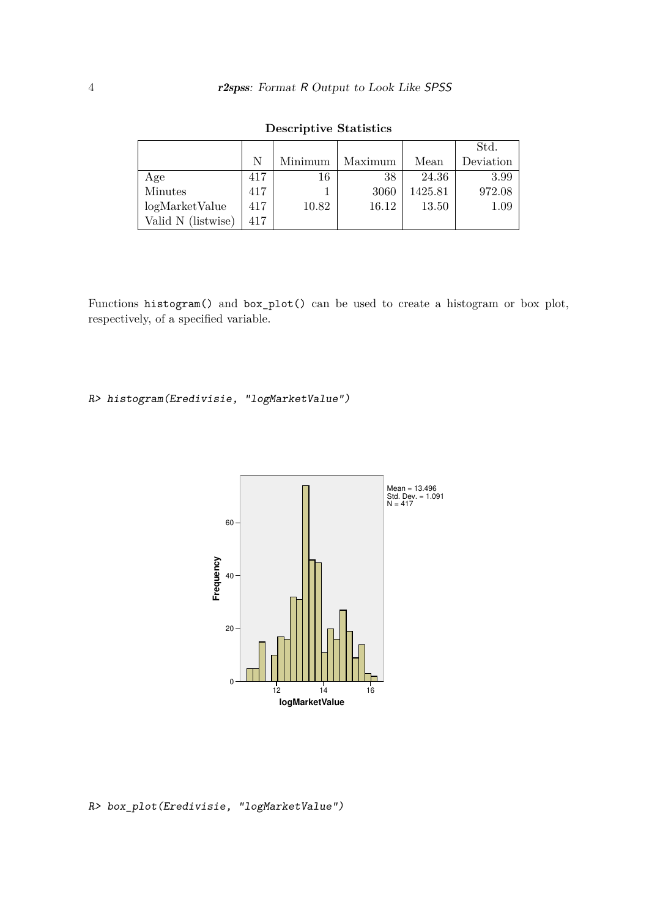**Descriptive Statistics**

| | N | Minimum | Maximum | Mean | Std. Deviation |
|---|---|---|---|---|---|
| Age | 417 | 16 | 38 | 24.36 | 3.99 |
| Minutes | 417 | 1 | 3060 | 1425.81 | 972.08 |
| logMarketValue | 417 | 10.82 | 16.12 | 13.50 | 1.09 |
| Valid N (listwise) | 417 | | | | |

Functions `histogram()` and `box_plot()` can be used to create a histogram or box plot, respectively, of a specified variable.

```
R> histogram(Eredivisie, "logMarketValue")
```

```
R> box_plot(Eredivisie, "logMarketValue")
```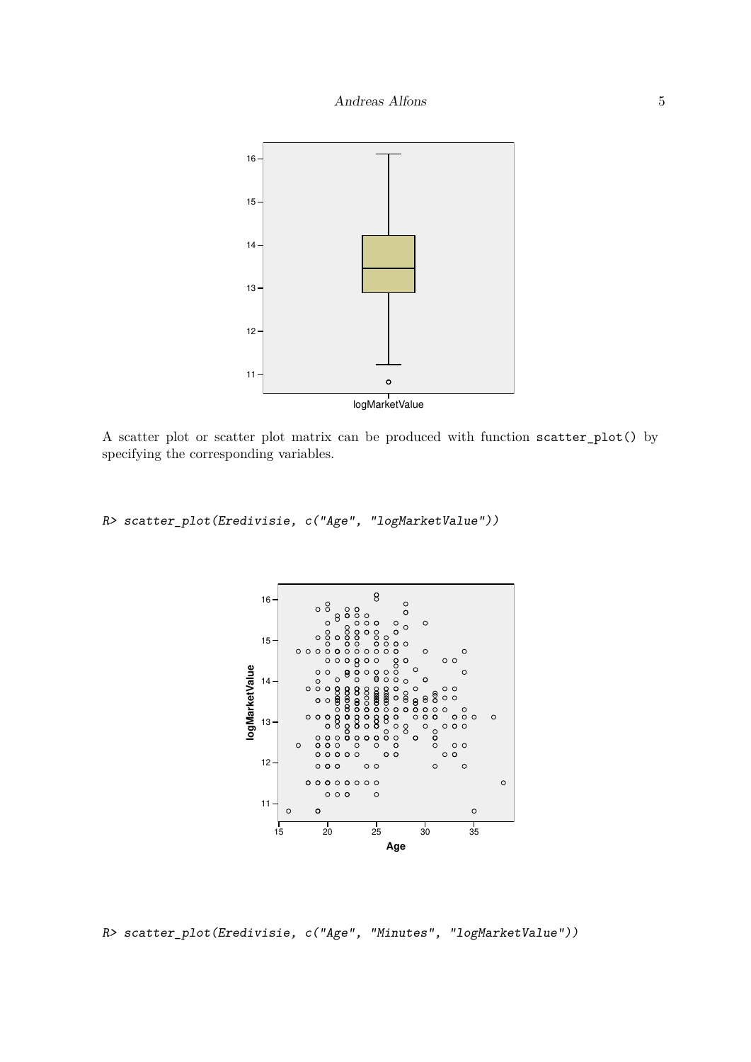A scatter plot or scatter plot matrix can be produced with function `scatter_plot()` by specifying the corresponding variables.

```
R> scatter_plot(Eredivisie, c("Age", "logMarketValue"))
```

```
R> scatter_plot(Eredivisie, c("Age", "Minutes", "logMarketValue"))
```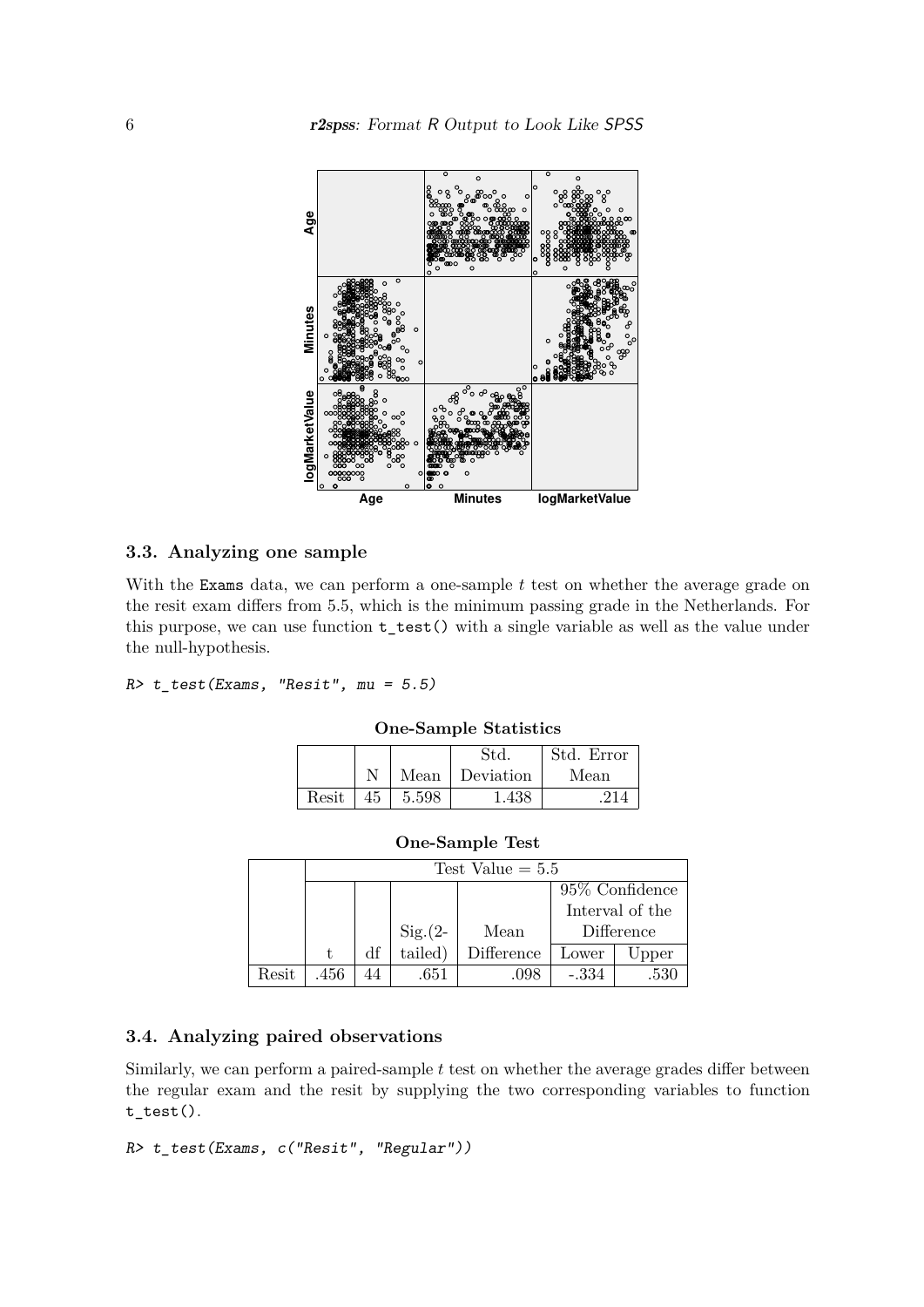### 3.3. Analyzing one sample

With the Exams data, we can perform a one-sample $t$ test on whether the average grade on the resit exam differs from 5.5, which is the minimum passing grade in the Netherlands. For this purpose, we can use function t_test() with a single variable as well as the value under the null-hypothesis.

```
R> t_test(Exams, "Resit", mu = 5.5)
```

**One-Sample Statistics**

| | N | Mean | Std. Deviation | Std. Error Mean |
|---|---|---|---|---|
| Resit | 45 | 5.598 | 1.438 | .214 |

**One-Sample Test**

| | Test Value = 5.5 | | | | | |
|---|---|---|---|---|---|---|
| | | | | | 95% Confidence Interval of the Difference | |
| | t | df | Sig.(2-tailed) | Mean Difference | Lower | Upper |
| Resit | .456 | 44 | .651 | .098 | -.334 | .530 |

### 3.4. Analyzing paired observations

Similarly, we can perform a paired-sample $t$ test on whether the average grades differ between the regular exam and the resit by supplying the two corresponding variables to function t_test().

```
R> t_test(Exams, c("Resit", "Regular"))
```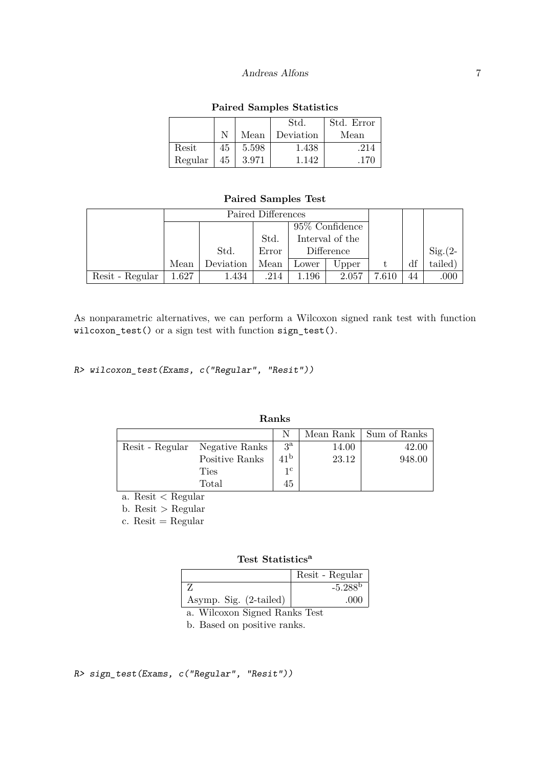**Paired Samples Statistics**

| | N | Mean | Std. Deviation | Std. Error Mean |
|---|---|---|---|---|
| Resit | 45 | 5.598 | 1.438 | .214 |
| Regular | 45 | 3.971 | 1.142 | .170 |

**Paired Samples Test**

| | Paired Differences | | | | | | | |
|---|---|---|---|---|---|---|---|---|
| | | | | 95% Confidence Interval of the Difference | | | | |
| | Mean | Std. Deviation | Std. Error Mean | Lower | Upper | t | df | Sig.(2-tailed) |
| Resit - Regular | 1.627 | 1.434 | .214 | 1.196 | 2.057 | 7.610 | 44 | .000 |

As nonparametric alternatives, we can perform a Wilcoxon signed rank test with function `wilcoxon_test()` or a sign test with function `sign_test()`.

```
R> wilcoxon_test(Exams, c("Regular", "Resit"))
```

**Ranks**

| | | N | Mean Rank | Sum of Ranks |
|---|---|---|---|---|
| Resit - Regular | Negative Ranks | 3[a] | 14.00 | 42.00 |
| | Positive Ranks | 41[b] | 23.12 | 948.00 |
| | Ties | 1[c] | | |
| | Total | 45 | | |

a. Resit < Regular

b. Resit > Regular

c. Resit = Regular

**Test Statistics[a]**

| | Resit - Regular |
|---|---|
| Z | -5.288[b] |
| Asymp. Sig. (2-tailed) | .000 |

a. Wilcoxon Signed Ranks Test

b. Based on positive ranks.

```
R> sign_test(Exams, c("Regular", "Resit"))
```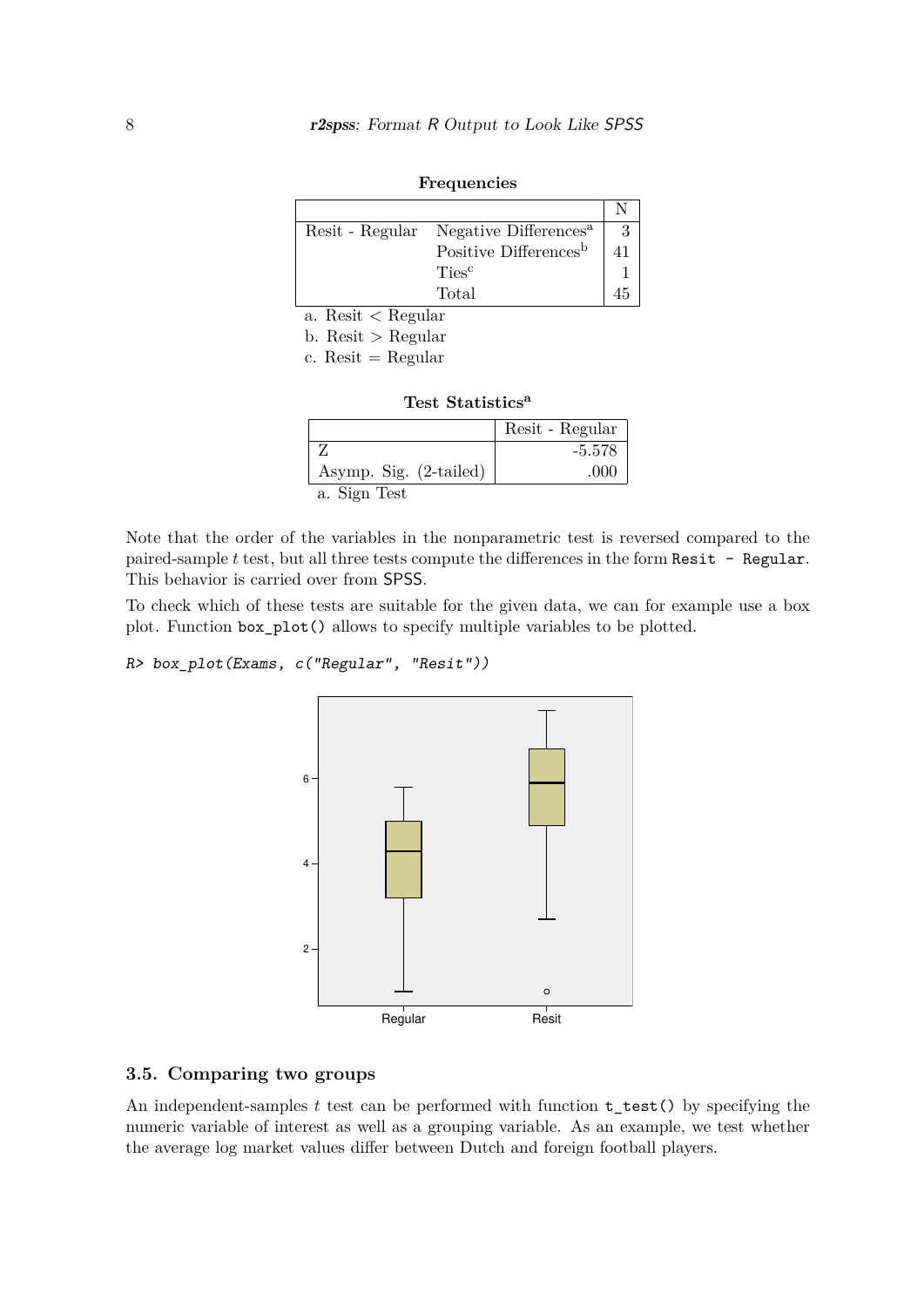**Frequencies**

| | | N |
|---|---|---|
| Resit - Regular | Negative Differences[a] | 3 |
| | Positive Differences[b] | 41 |
| | Ties[c] | 1 |
| | Total | 45 |

a. Resit < Regular

b. Resit > Regular

c. Resit = Regular

**Test Statistics[a]**

| | Resit - Regular |
|---|---|
| Z | -5.578 |
| Asymp. Sig. (2-tailed) | .000 |

a. Sign Test

Note that the order of the variables in the nonparametric test is reversed compared to the paired-sample $t$ test, but all three tests compute the differences in the form `Resit - Regular`. This behavior is carried over from SPSS.

To check which of these tests are suitable for the given data, we can for example use a box plot. Function `box_plot()` allows to specify multiple variables to be plotted.

```
R> box_plot(Exams, c("Regular", "Resit"))
```

## 3.5. Comparing two groups

An independent-samples $t$ test can be performed with function `t_test()` by specifying the numeric variable of interest as well as a grouping variable. As an example, we test whether the average log market values differ between Dutch and foreign football players.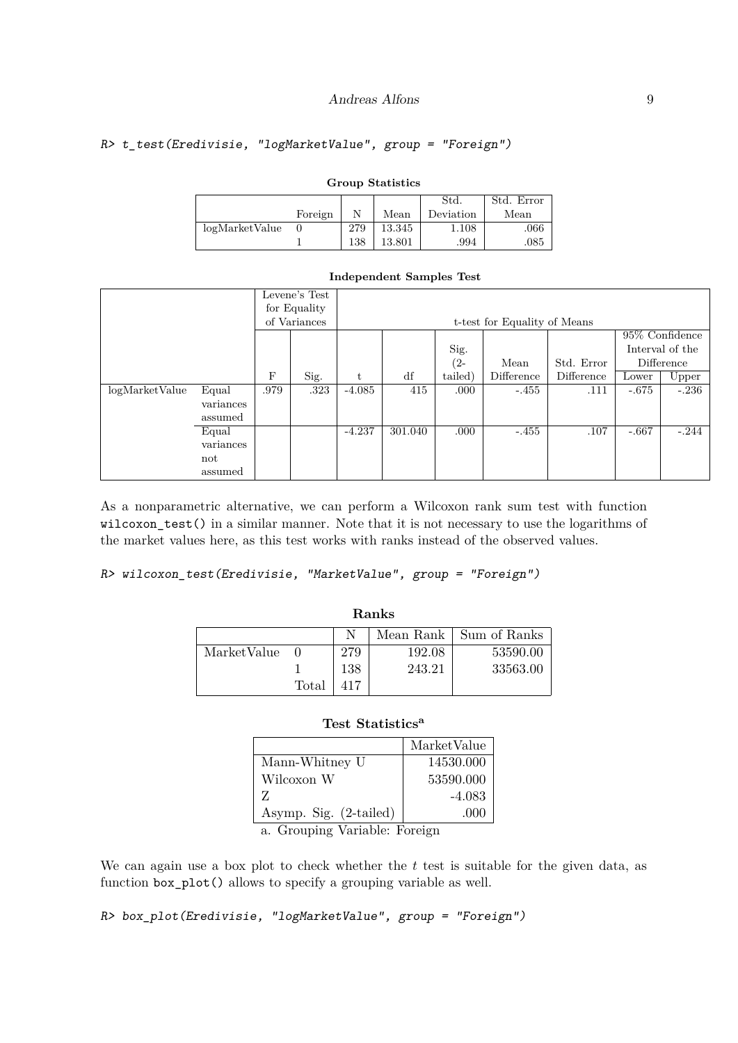```
R> t_test(Eredivisie, "logMarketValue", group = "Foreign")
```

**Group Statistics**

| | Foreign | N | Mean | Std. Deviation | Std. Error Mean |
|---|---|---|---|---|---|
| logMarketValue | 0 | 279 | 13.345 | 1.108 | .066 |
| | 1 | 138 | 13.801 | .994 | .085 |

**Independent Samples Test**

| | | Levene's Test for Equality of Variances | | t-test for Equality of Means | | | | | | |
|---|---|---|---|---|---|---|---|---|---|---|
| | | | | | | | | | 95% Confidence Interval of the Difference | |
| | | F | Sig. | t | df | Sig. (2-tailed) | Mean Difference | Std. Error Difference | Lower | Upper |
| logMarketValue | Equal variances assumed | .979 | .323 | -4.085 | 415 | .000 | -.455 | .111 | -.675 | -.236 |
| | Equal variances not assumed | | | -4.237 | 301.040 | .000 | -.455 | .107 | -.667 | -.244 |

As a nonparametric alternative, we can perform a Wilcoxon rank sum test with function `wilcoxon_test()` in a similar manner. Note that it is not necessary to use the logarithms of the market values here, as this test works with ranks instead of the observed values.

```
R> wilcoxon_test(Eredivisie, "MarketValue", group = "Foreign")
```

**Ranks**

| | | N | Mean Rank | Sum of Ranks |
|---|---|---|---|---|
| MarketValue | 0 | 279 | 192.08 | 53590.00 |
| | 1 | 138 | 243.21 | 33563.00 |
| | Total | 417 | | |

**Test Statistics[a]**

| | MarketValue |
|---|---|
| Mann-Whitney U | 14530.000 |
| Wilcoxon W | 53590.000 |
| Z | -4.083 |
| Asymp. Sig. (2-tailed) | .000 |

a. Grouping Variable: Foreign

We can again use a box plot to check whether the $t$ test is suitable for the given data, as function `box_plot()` allows to specify a grouping variable as well.

```
R> box_plot(Eredivisie, "logMarketValue", group = "Foreign")
```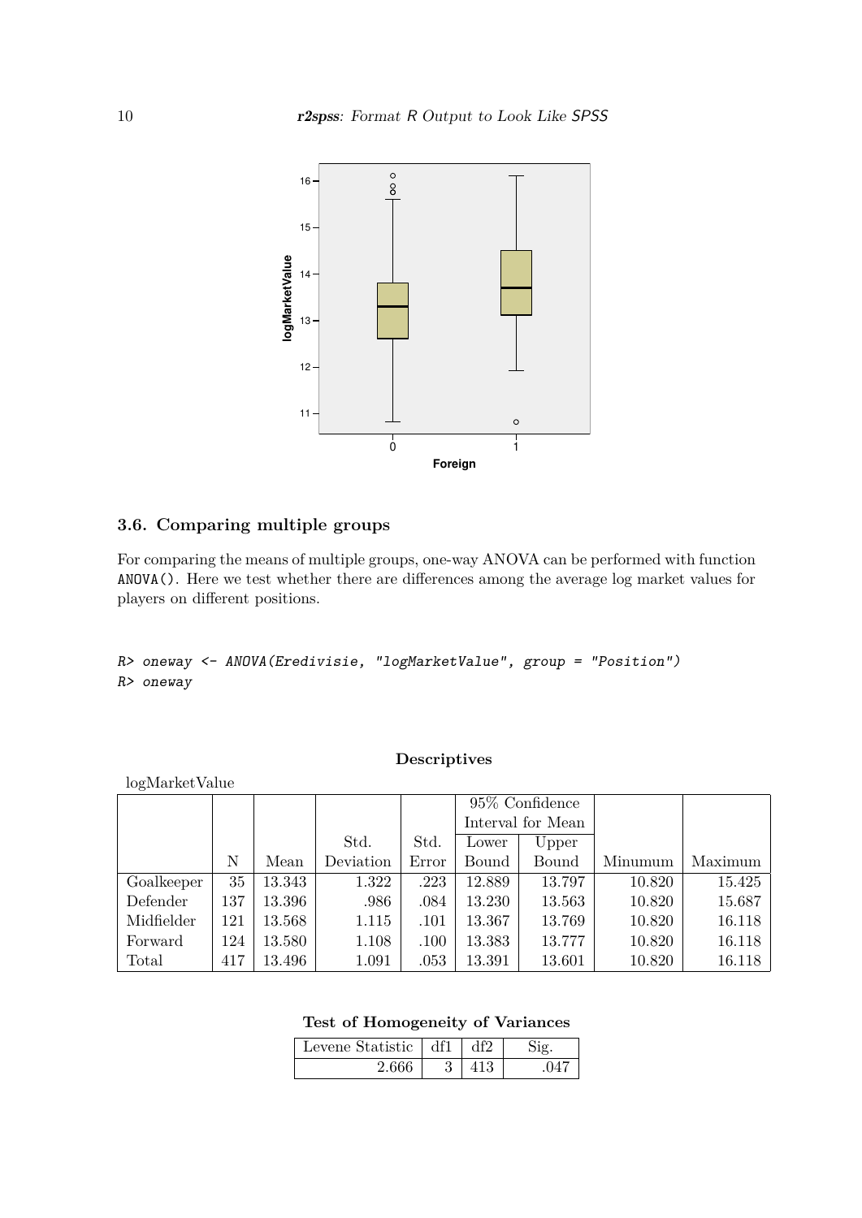### 3.6. Comparing multiple groups

For comparing the means of multiple groups, one-way ANOVA can be performed with function `ANOVA()`. Here we test whether there are differences among the average log market values for players on different positions.

```
R> oneway <- ANOVA(Eredivisie, "logMarketValue", group = "Position")
R> oneway
```

**Descriptives**

logMarketValue

| | | | | | 95% Confidence Interval for Mean | | | |
|---|---|---|---|---|---|---|---|---|
| | N | Mean | Std. Deviation | Std. Error | Lower Bound | Upper Bound | Minumum | Maximum |
| Goalkeeper | 35 | 13.343 | 1.322 | .223 | 12.889 | 13.797 | 10.820 | 15.425 |
| Defender | 137 | 13.396 | .986 | .084 | 13.230 | 13.563 | 10.820 | 15.687 |
| Midfielder | 121 | 13.568 | 1.115 | .101 | 13.367 | 13.769 | 10.820 | 16.118 |
| Forward | 124 | 13.580 | 1.108 | .100 | 13.383 | 13.777 | 10.820 | 16.118 |
| Total | 417 | 13.496 | 1.091 | .053 | 13.391 | 13.601 | 10.820 | 16.118 |

**Test of Homogeneity of Variances**

| Levene Statistic | df1 | df2 | Sig. |
|---|---|---|---|
| 2.666 | 3 | 413 | .047 |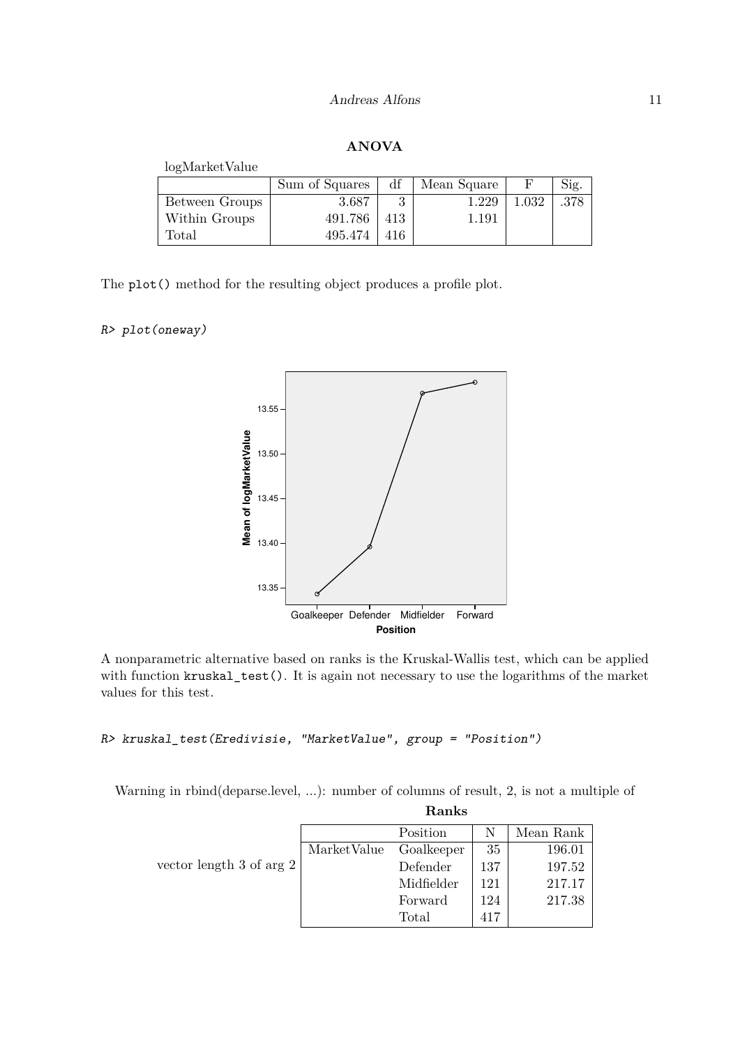**ANOVA**

logMarketValue

| | Sum of Squares | df | Mean Square | F | Sig. |
|---|---|---|---|---|---|
| Between Groups | 3.687 | 3 | 1.229 | 1.032 | .378 |
| Within Groups | 491.786 | 413 | 1.191 | | |
| Total | 495.474 | 416 | | | |

The `plot()` method for the resulting object produces a profile plot.

```
R> plot(oneway)
```

A nonparametric alternative based on ranks is the Kruskal-Wallis test, which can be applied with function `kruskal_test()`. It is again not necessary to use the logarithms of the market values for this test.

```
R> kruskal_test(Eredivisie, "MarketValue", group = "Position")
```

Warning in rbind(deparse.level, ...): number of columns of result, 2, is not a multiple of vector length 3 of arg 2

**Ranks**

| | Position | N | Mean Rank |
|---|---|---|---|
| MarketValue | Goalkeeper | 35 | 196.01 |
| | Defender | 137 | 197.52 |
| | Midfielder | 121 | 217.17 |
| | Forward | 124 | 217.38 |
| | Total | 417 | |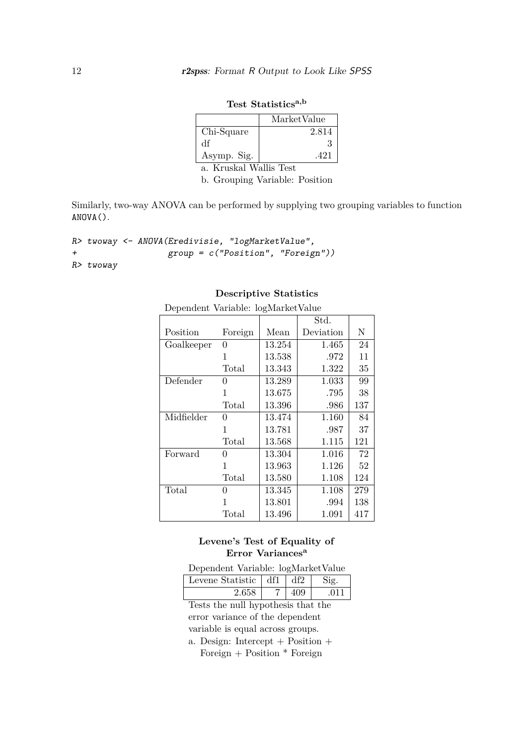**Test Statistics[a,b]**

| | MarketValue |
|---|---|
| Chi-Square | 2.814 |
| df | 3 |
| Asymp. Sig. | .421 |

a. Kruskal Wallis Test

b. Grouping Variable: Position

Similarly, two-way ANOVA can be performed by supplying two grouping variables to function ANOVA().

```
R> twoway <- ANOVA(Eredivisie, "logMarketValue",
+                  group = c("Position", "Foreign"))
R> twoway
```

**Descriptive Statistics**

Dependent Variable: logMarketValue

| Position | Foreign | Mean | Std. Deviation | N |
|---|---|---|---|---|
| Goalkeeper | 0 | 13.254 | 1.465 | 24 |
| | 1 | 13.538 | .972 | 11 |
| | Total | 13.343 | 1.322 | 35 |
| Defender | 0 | 13.289 | 1.033 | 99 |
| | 1 | 13.675 | .795 | 38 |
| | Total | 13.396 | .986 | 137 |
| Midfielder | 0 | 13.474 | 1.160 | 84 |
| | 1 | 13.781 | .987 | 37 |
| | Total | 13.568 | 1.115 | 121 |
| Forward | 0 | 13.304 | 1.016 | 72 |
| | 1 | 13.963 | 1.126 | 52 |
| | Total | 13.580 | 1.108 | 124 |
| Total | 0 | 13.345 | 1.108 | 279 |
| | 1 | 13.801 | .994 | 138 |
| | Total | 13.496 | 1.091 | 417 |

**Levene's Test of Equality of Error Variances[a]**

Dependent Variable: logMarketValue

| Levene Statistic | df1 | df2 | Sig. |
|---|---|---|---|
| 2.658 | 7 | 409 | .011 |

Tests the null hypothesis that the error variance of the dependent variable is equal across groups.

a. Design: Intercept + Position + Foreign + Position * Foreign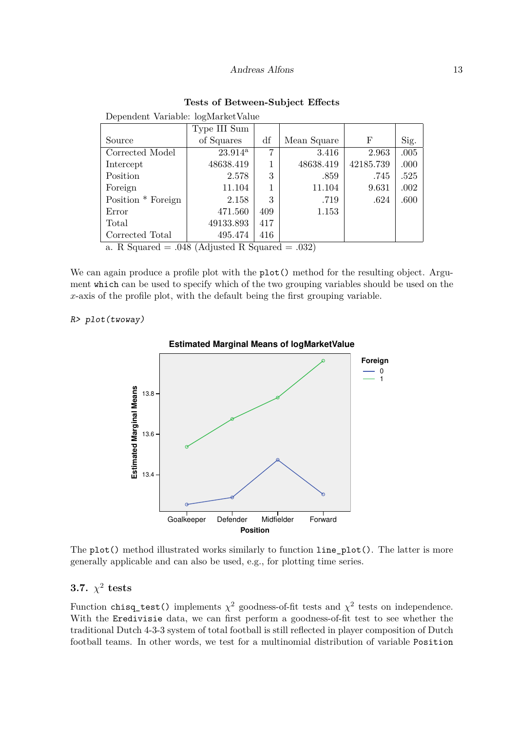**Tests of Between-Subject Effects**

Dependent Variable: logMarketValue

| Source | Type III Sum of Squares | df | Mean Square | F | Sig. |
|---|---|---|---|---|---|
| Corrected Model | 23.914[a] | 7 | 3.416 | 2.963 | .005 |
| Intercept | 48638.419 | 1 | 48638.419 | 42185.739 | .000 |
| Position | 2.578 | 3 | .859 | .745 | .525 |
| Foreign | 11.104 | 1 | 11.104 | 9.631 | .002 |
| Position * Foreign | 2.158 | 3 | .719 | .624 | .600 |
| Error | 471.560 | 409 | 1.153 | | |
| Total | 49133.893 | 417 | | | |
| Corrected Total | 495.474 | 416 | | | |

a. R Squared = .048 (Adjusted R Squared = .032)

We can again produce a profile plot with the `plot()` method for the resulting object. Argument `which` can be used to specify which of the two grouping variables should be used on the $x$-axis of the profile plot, with the default being the first grouping variable.

```
R> plot(twoway)
```

The `plot()` method illustrated works similarly to function `line_plot()`. The latter is more generally applicable and can also be used, e.g., for plotting time series.

### 3.7. $\chi^2$ tests

Function `chisq_test()` implements $\chi^2$ goodness-of-fit tests and $\chi^2$ tests on independence. With the `Eredivisie` data, we can first perform a goodness-of-fit test to see whether the traditional Dutch 4-3-3 system of total football is still reflected in player composition of Dutch football teams. In other words, we test for a multinomial distribution of variable `Position`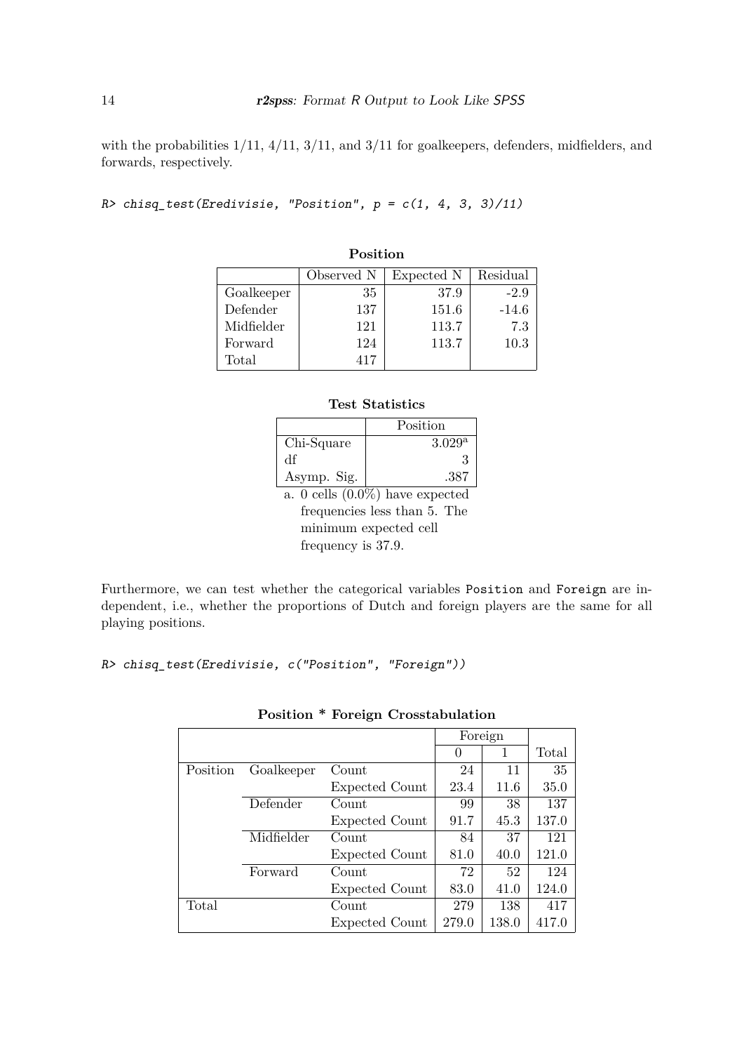with the probabilities 1/11, 4/11, 3/11, and 3/11 for goalkeepers, defenders, midfielders, and forwards, respectively.

```
R> chisq_test(Eredivisie, "Position", p = c(1, 4, 3, 3)/11)
```

**Position**

| | Observed N | Expected N | Residual |
|---|---|---|---|
| Goalkeeper | 35 | 37.9 | -2.9 |
| Defender | 137 | 151.6 | -14.6 |
| Midfielder | 121 | 113.7 | 7.3 |
| Forward | 124 | 113.7 | 10.3 |
| Total | 417 | | |

**Test Statistics**

| | Position |
|---|---|
| Chi-Square | 3.029[a] |
| df | 3 |
| Asymp. Sig. | .387 |

a. 0 cells (0.0%) have expected frequencies less than 5. The minimum expected cell frequency is 37.9.

Furthermore, we can test whether the categorical variables Position and Foreign are independent, i.e., whether the proportions of Dutch and foreign players are the same for all playing positions.

```
R> chisq_test(Eredivisie, c("Position", "Foreign"))
```

**Position * Foreign Crosstabulation**

| | | | Foreign | | |
|---|---|---|---|---|---|
| | | | 0 | 1 | Total |
| Position | Goalkeeper | Count | 24 | 11 | 35 |
| | | Expected Count | 23.4 | 11.6 | 35.0 |
| | Defender | Count | 99 | 38 | 137 |
| | | Expected Count | 91.7 | 45.3 | 137.0 |
| | Midfielder | Count | 84 | 37 | 121 |
| | | Expected Count | 81.0 | 40.0 | 121.0 |
| | Forward | Count | 72 | 52 | 124 |
| | | Expected Count | 83.0 | 41.0 | 124.0 |
| Total | | Count | 279 | 138 | 417 |
| | | Expected Count | 279.0 | 138.0 | 417.0 |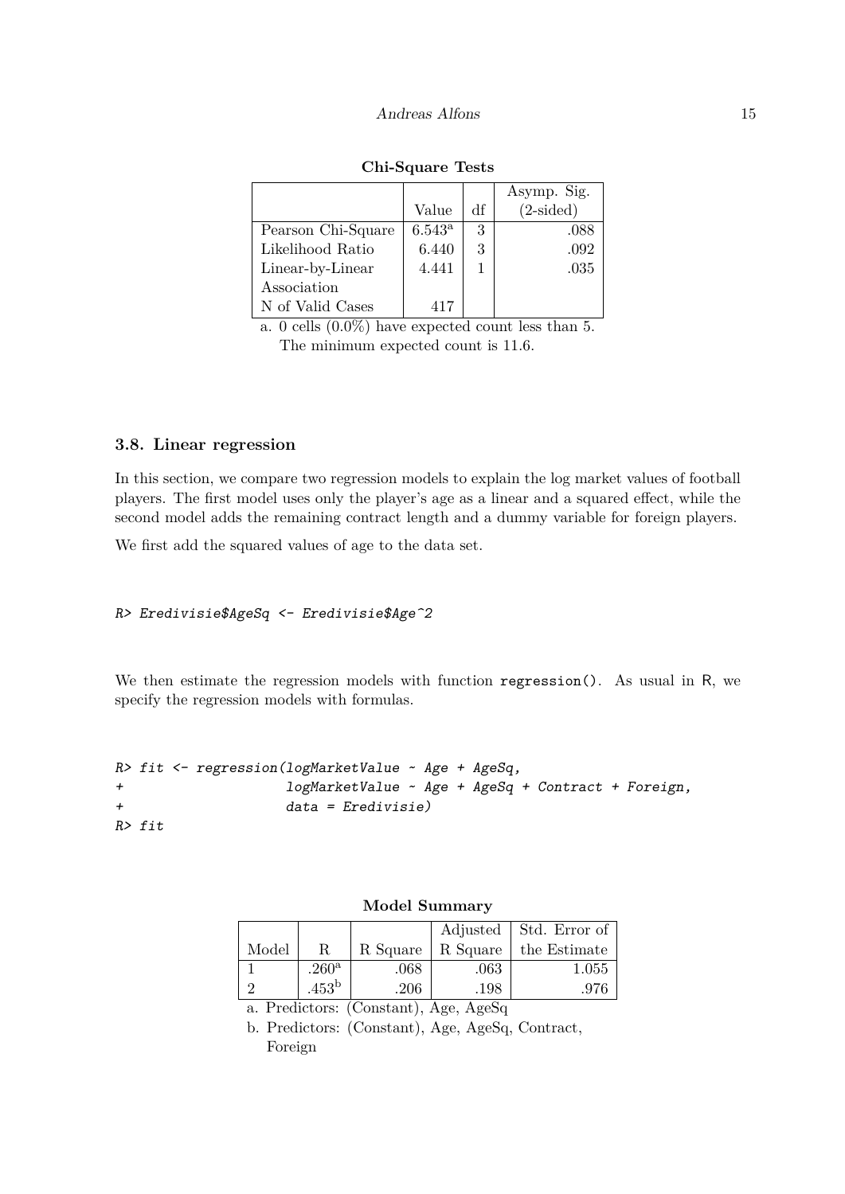**Chi-Square Tests**

| | Value | df | Asymp. Sig. (2-sided) |
|---|---|---|---|
| Pearson Chi-Square | 6.543[a] | 3 | .088 |
| Likelihood Ratio | 6.440 | 3 | .092 |
| Linear-by-Linear Association | 4.441 | 1 | .035 |
| N of Valid Cases | 417 | | |

a. 0 cells (0.0%) have expected count less than 5. The minimum expected count is 11.6.

### 3.8. Linear regression

In this section, we compare two regression models to explain the log market values of football players. The first model uses only the player's age as a linear and a squared effect, while the second model adds the remaining contract length and a dummy variable for foreign players.

We first add the squared values of age to the data set.

```
R> Eredivisie$AgeSq <- Eredivisie$Age^2
```

We then estimate the regression models with function `regression()`. As usual in R, we specify the regression models with formulas.

```
R> fit <- regression(logMarketValue ~ Age + AgeSq,
+                    logMarketValue ~ Age + AgeSq + Contract + Foreign,
+                    data = Eredivisie)
R> fit
```

**Model Summary**

| Model | R | R Square | Adjusted R Square | Std. Error of the Estimate |
|---|---|---|---|---|
| 1 | .260[a] | .068 | .063 | 1.055 |
| 2 | .453[b] | .206 | .198 | .976 |

a. Predictors: (Constant), Age, AgeSq

b. Predictors: (Constant), Age, AgeSq, Contract, Foreign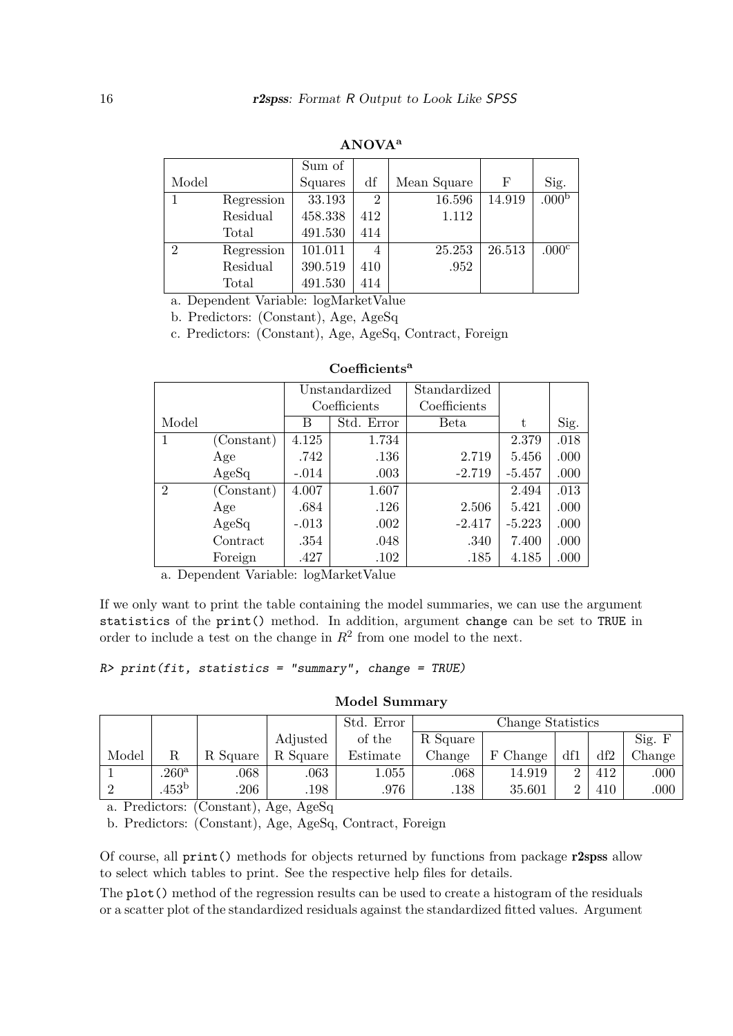**ANOVA[a]**

| Model | | Sum of Squares | df | Mean Square | F | Sig. |
|---|---|---|---|---|---|---|
| 1 | Regression | 33.193 | 2 | 16.596 | 14.919 | .000[b] |
| | Residual | 458.338 | 412 | 1.112 | | |
| | Total | 491.530 | 414 | | | |
| 2 | Regression | 101.011 | 4 | 25.253 | 26.513 | .000[c] |
| | Residual | 390.519 | 410 | .952 | | |
| | Total | 491.530 | 414 | | | |

a. Dependent Variable: logMarketValue

b. Predictors: (Constant), Age, AgeSq

c. Predictors: (Constant), Age, AgeSq, Contract, Foreign

**Coefficients[a]**

| | | Unstandardized Coefficients | | Standardized Coefficients | | |
|---|---|---|---|---|---|---|
| Model | | B | Std. Error | Beta | t | Sig. |
| 1 | (Constant) | 4.125 | 1.734 | | 2.379 | .018 |
| | Age | .742 | .136 | 2.719 | 5.456 | .000 |
| | AgeSq | -.014 | .003 | -2.719 | -5.457 | .000 |
| 2 | (Constant) | 4.007 | 1.607 | | 2.494 | .013 |
| | Age | .684 | .126 | 2.506 | 5.421 | .000 |
| | AgeSq | -.013 | .002 | -2.417 | -5.223 | .000 |
| | Contract | .354 | .048 | .340 | 7.400 | .000 |
| | Foreign | .427 | .102 | .185 | 4.185 | .000 |

a. Dependent Variable: logMarketValue

If we only want to print the table containing the model summaries, we can use the argument `statistics` of the `print()` method. In addition, argument `change` can be set to `TRUE` in order to include a test on the change in $R^2$ from one model to the next.

```
R> print(fit, statistics = "summary", change = TRUE)
```

**Model Summary**

| | | | | | Change Statistics | | | | |
|---|---|---|---|---|---|---|---|---|---|
| Model | R | R Square | Adjusted R Square | Std. Error of the Estimate | R Square Change | F Change | df1 | df2 | Sig. F Change |
| 1 | .260[a] | .068 | .063 | 1.055 | .068 | 14.919 | 2 | 412 | .000 |
| 2 | .453[b] | .206 | .198 | .976 | .138 | 35.601 | 2 | 410 | .000 |

a. Predictors: (Constant), Age, AgeSq

b. Predictors: (Constant), Age, AgeSq, Contract, Foreign

Of course, all `print()` methods for objects returned by functions from package **r2spss** allow to select which tables to print. See the respective help files for details.

The `plot()` method of the regression results can be used to create a histogram of the residuals or a scatter plot of the standardized residuals against the standardized fitted values. Argument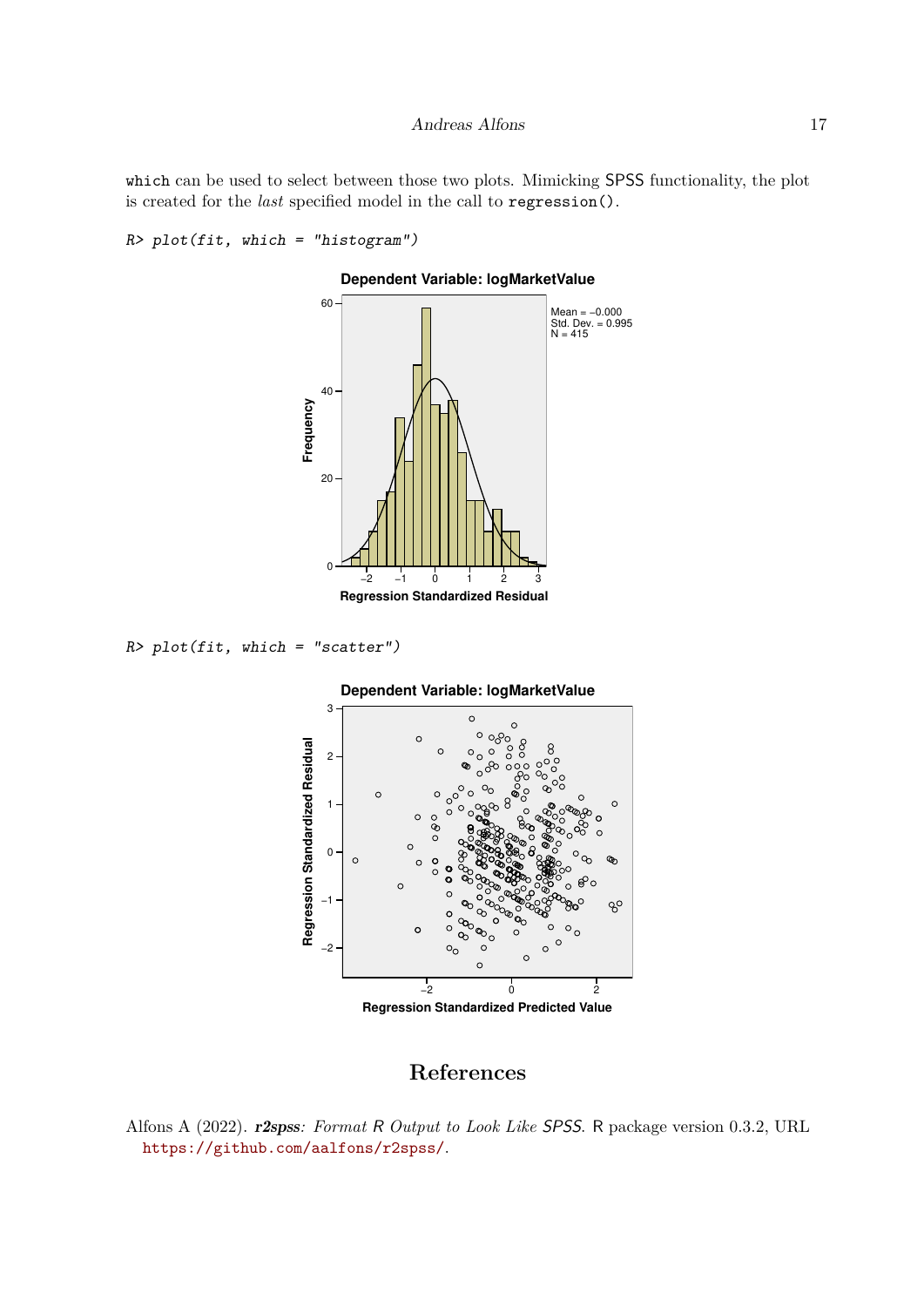`which` can be used to select between those two plots. Mimicking SPSS functionality, the plot is created for the *last* specified model in the call to `regression()`.

```
R> plot(fit, which = "histogram")
```

```
R> plot(fit, which = "scatter")
```

# References

Alfons A (2022). ***r2spss**: Format R Output to Look Like SPSS*. R package version 0.3.2, URL https://github.com/aalfons/r2spss/.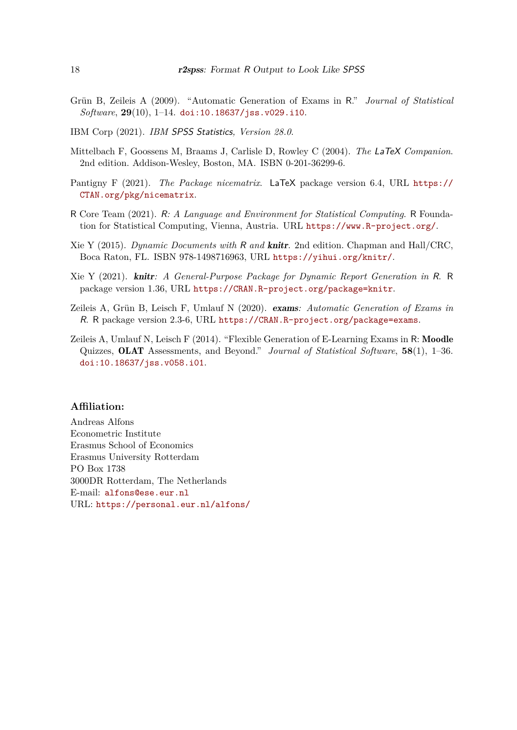Grün B, Zeileis A (2009). "Automatic Generation of Exams in R." *Journal of Statistical Software*, **29**(10), 1–14. doi:10.18637/jss.v029.i10.

IBM Corp (2021). *IBM SPSS Statistics, Version 28.0*.

Mittelbach F, Goossens M, Braams J, Carlisle D, Rowley C (2004). *The LaTeX Companion*. 2nd edition. Addison-Wesley, Boston, MA. ISBN 0-201-36299-6.

Pantigny F (2021). *The Package nicematrix*. LaTeX package version 6.4, URL https://CTAN.org/pkg/nicematrix.

R Core Team (2021). *R: A Language and Environment for Statistical Computing*. R Foundation for Statistical Computing, Vienna, Austria. URL https://www.R-project.org/.

Xie Y (2015). *Dynamic Documents with R and* ***knitr***. 2nd edition. Chapman and Hall/CRC, Boca Raton, FL. ISBN 978-1498716963, URL https://yihui.org/knitr/.

Xie Y (2021). ***knitr****: A General-Purpose Package for Dynamic Report Generation in R*. R package version 1.36, URL https://CRAN.R-project.org/package=knitr.

Zeileis A, Grün B, Leisch F, Umlauf N (2020). ***exams****: Automatic Generation of Exams in R*. R package version 2.3-6, URL https://CRAN.R-project.org/package=exams.

Zeileis A, Umlauf N, Leisch F (2014). "Flexible Generation of E-Learning Exams in R: **Moodle** Quizzes, **OLAT** Assessments, and Beyond." *Journal of Statistical Software*, **58**(1), 1–36. doi:10.18637/jss.v058.i01.

**Affiliation:**

Andreas Alfons
Econometric Institute
Erasmus School of Economics
Erasmus University Rotterdam
PO Box 1738
3000DR Rotterdam, The Netherlands
E-mail: alfons@ese.eur.nl
URL: https://personal.eur.nl/alfons/